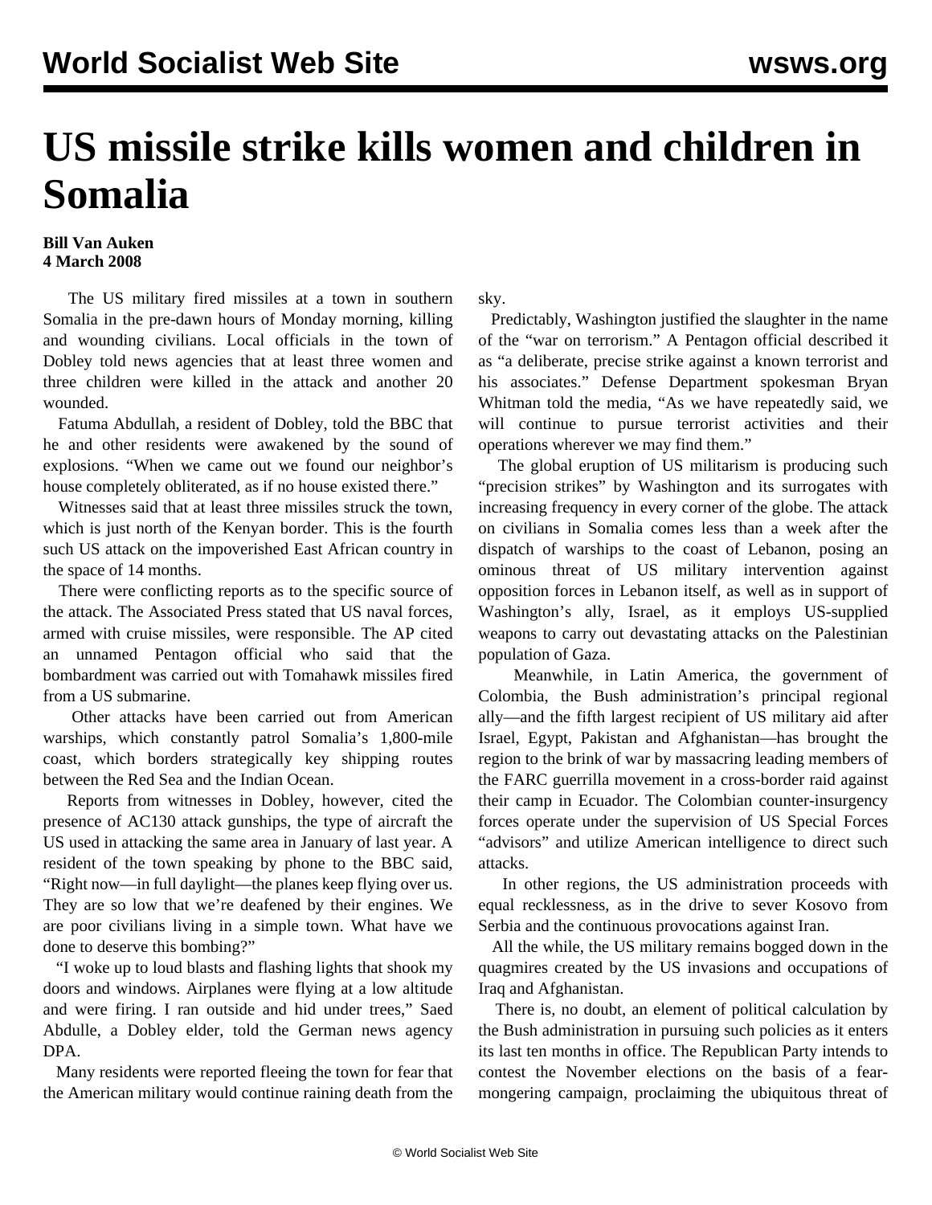# US missile strike kills women and children in Somalia

**Bill Van Auken**
**4 March 2008**

The US military fired missiles at a town in southern Somalia in the pre-dawn hours of Monday morning, killing and wounding civilians. Local officials in the town of Dobley told news agencies that at least three women and three children were killed in the attack and another 20 wounded.

Fatuma Abdullah, a resident of Dobley, told the BBC that he and other residents were awakened by the sound of explosions. "When we came out we found our neighbor's house completely obliterated, as if no house existed there."

Witnesses said that at least three missiles struck the town, which is just north of the Kenyan border. This is the fourth such US attack on the impoverished East African country in the space of 14 months.

There were conflicting reports as to the specific source of the attack. The Associated Press stated that US naval forces, armed with cruise missiles, were responsible. The AP cited an unnamed Pentagon official who said that the bombardment was carried out with Tomahawk missiles fired from a US submarine.

Other attacks have been carried out from American warships, which constantly patrol Somalia's 1,800-mile coast, which borders strategically key shipping routes between the Red Sea and the Indian Ocean.

Reports from witnesses in Dobley, however, cited the presence of AC130 attack gunships, the type of aircraft the US used in attacking the same area in January of last year. A resident of the town speaking by phone to the BBC said, "Right now—in full daylight—the planes keep flying over us. They are so low that we're deafened by their engines. We are poor civilians living in a simple town. What have we done to deserve this bombing?"

"I woke up to loud blasts and flashing lights that shook my doors and windows. Airplanes were flying at a low altitude and were firing. I ran outside and hid under trees," Saed Abdulle, a Dobley elder, told the German news agency DPA.

Many residents were reported fleeing the town for fear that the American military would continue raining death from the sky.

Predictably, Washington justified the slaughter in the name of the "war on terrorism." A Pentagon official described it as "a deliberate, precise strike against a known terrorist and his associates." Defense Department spokesman Bryan Whitman told the media, "As we have repeatedly said, we will continue to pursue terrorist activities and their operations wherever we may find them."

The global eruption of US militarism is producing such "precision strikes" by Washington and its surrogates with increasing frequency in every corner of the globe. The attack on civilians in Somalia comes less than a week after the dispatch of warships to the coast of Lebanon, posing an ominous threat of US military intervention against opposition forces in Lebanon itself, as well as in support of Washington's ally, Israel, as it employs US-supplied weapons to carry out devastating attacks on the Palestinian population of Gaza.

Meanwhile, in Latin America, the government of Colombia, the Bush administration's principal regional ally—and the fifth largest recipient of US military aid after Israel, Egypt, Pakistan and Afghanistan—has brought the region to the brink of war by massacring leading members of the FARC guerrilla movement in a cross-border raid against their camp in Ecuador. The Colombian counter-insurgency forces operate under the supervision of US Special Forces "advisors" and utilize American intelligence to direct such attacks.

In other regions, the US administration proceeds with equal recklessness, as in the drive to sever Kosovo from Serbia and the continuous provocations against Iran.

All the while, the US military remains bogged down in the quagmires created by the US invasions and occupations of Iraq and Afghanistan.

There is, no doubt, an element of political calculation by the Bush administration in pursuing such policies as it enters its last ten months in office. The Republican Party intends to contest the November elections on the basis of a fear-mongering campaign, proclaiming the ubiquitous threat of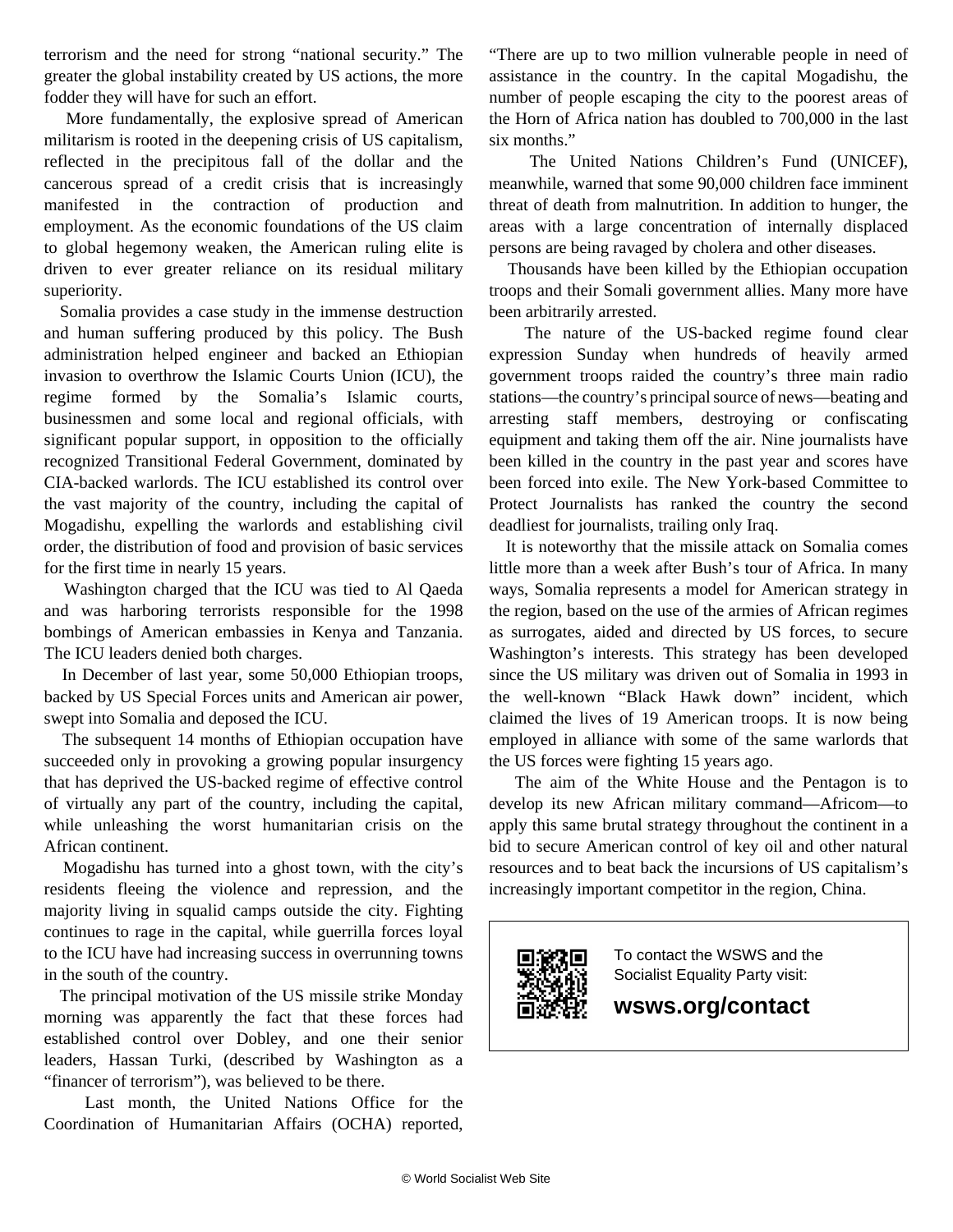terrorism and the need for strong "national security." The greater the global instability created by US actions, the more fodder they will have for such an effort.

More fundamentally, the explosive spread of American militarism is rooted in the deepening crisis of US capitalism, reflected in the precipitous fall of the dollar and the cancerous spread of a credit crisis that is increasingly manifested in the contraction of production and employment. As the economic foundations of the US claim to global hegemony weaken, the American ruling elite is driven to ever greater reliance on its residual military superiority.

Somalia provides a case study in the immense destruction and human suffering produced by this policy. The Bush administration helped engineer and backed an Ethiopian invasion to overthrow the Islamic Courts Union (ICU), the regime formed by the Somalia's Islamic courts, businessmen and some local and regional officials, with significant popular support, in opposition to the officially recognized Transitional Federal Government, dominated by CIA-backed warlords. The ICU established its control over the vast majority of the country, including the capital of Mogadishu, expelling the warlords and establishing civil order, the distribution of food and provision of basic services for the first time in nearly 15 years.

Washington charged that the ICU was tied to Al Qaeda and was harboring terrorists responsible for the 1998 bombings of American embassies in Kenya and Tanzania. The ICU leaders denied both charges.

In December of last year, some 50,000 Ethiopian troops, backed by US Special Forces units and American air power, swept into Somalia and deposed the ICU.

The subsequent 14 months of Ethiopian occupation have succeeded only in provoking a growing popular insurgency that has deprived the US-backed regime of effective control of virtually any part of the country, including the capital, while unleashing the worst humanitarian crisis on the African continent.

Mogadishu has turned into a ghost town, with the city's residents fleeing the violence and repression, and the majority living in squalid camps outside the city. Fighting continues to rage in the capital, while guerrilla forces loyal to the ICU have had increasing success in overrunning towns in the south of the country.

The principal motivation of the US missile strike Monday morning was apparently the fact that these forces had established control over Dobley, and one their senior leaders, Hassan Turki, (described by Washington as a "financer of terrorism"), was believed to be there.

Last month, the United Nations Office for the Coordination of Humanitarian Affairs (OCHA) reported, "There are up to two million vulnerable people in need of assistance in the country. In the capital Mogadishu, the number of people escaping the city to the poorest areas of the Horn of Africa nation has doubled to 700,000 in the last six months."

The United Nations Children's Fund (UNICEF), meanwhile, warned that some 90,000 children face imminent threat of death from malnutrition. In addition to hunger, the areas with a large concentration of internally displaced persons are being ravaged by cholera and other diseases.

Thousands have been killed by the Ethiopian occupation troops and their Somali government allies. Many more have been arbitrarily arrested.

The nature of the US-backed regime found clear expression Sunday when hundreds of heavily armed government troops raided the country's three main radio stations—the country's principal source of news—beating and arresting staff members, destroying or confiscating equipment and taking them off the air. Nine journalists have been killed in the country in the past year and scores have been forced into exile. The New York-based Committee to Protect Journalists has ranked the country the second deadliest for journalists, trailing only Iraq.

It is noteworthy that the missile attack on Somalia comes little more than a week after Bush's tour of Africa. In many ways, Somalia represents a model for American strategy in the region, based on the use of the armies of African regimes as surrogates, aided and directed by US forces, to secure Washington's interests. This strategy has been developed since the US military was driven out of Somalia in 1993 in the well-known "Black Hawk down" incident, which claimed the lives of 19 American troops. It is now being employed in alliance with some of the same warlords that the US forces were fighting 15 years ago.

The aim of the White House and the Pentagon is to develop its new African military command—Africom—to apply this same brutal strategy throughout the continent in a bid to secure American control of key oil and other natural resources and to beat back the incursions of US capitalism's increasingly important competitor in the region, China.

To contact the WSWS and the Socialist Equality Party visit:

**wsws.org/contact**